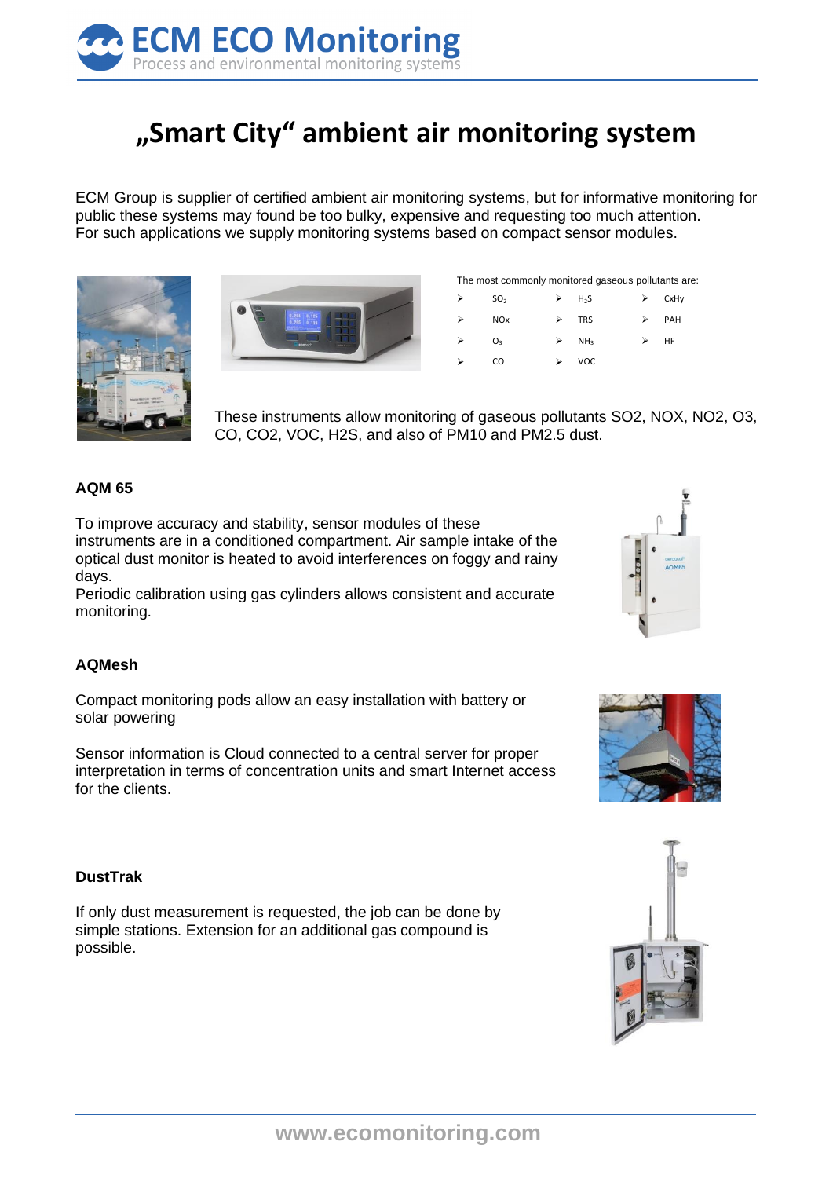# „Smart City“ ambient air monitoring system

ECM Group is supplier of certified ambient air monitoring systems, but for informative monitoring for public these systems may found be too bulky, expensive and requesting too much attention.
For such applications we supply monitoring systems based on compact sensor modules.

The most commonly monitored gaseous pollutants are:

- $SO_2$
- NOx
- $O_3$
- CO
- $H_2S$
- TRS
- $NH_3$
- VOC
- CxHy
- PAH
- HF

These instruments allow monitoring of gaseous pollutants SO2, NOX, NO2, O3, CO, CO2, VOC, H2S, and also of PM10 and PM2.5 dust.

**AQM 65**

To improve accuracy and stability, sensor modules of these instruments are in a conditioned compartment. Air sample intake of the optical dust monitor is heated to avoid interferences on foggy and rainy days.
Periodic calibration using gas cylinders allows consistent and accurate monitoring.

**AQMesh**

Compact monitoring pods allow an easy installation with battery or solar powering

Sensor information is Cloud connected to a central server for proper interpretation in terms of concentration units and smart Internet access for the clients.

**DustTrak**

If only dust measurement is requested, the job can be done by simple stations. Extension for an additional gas compound is possible.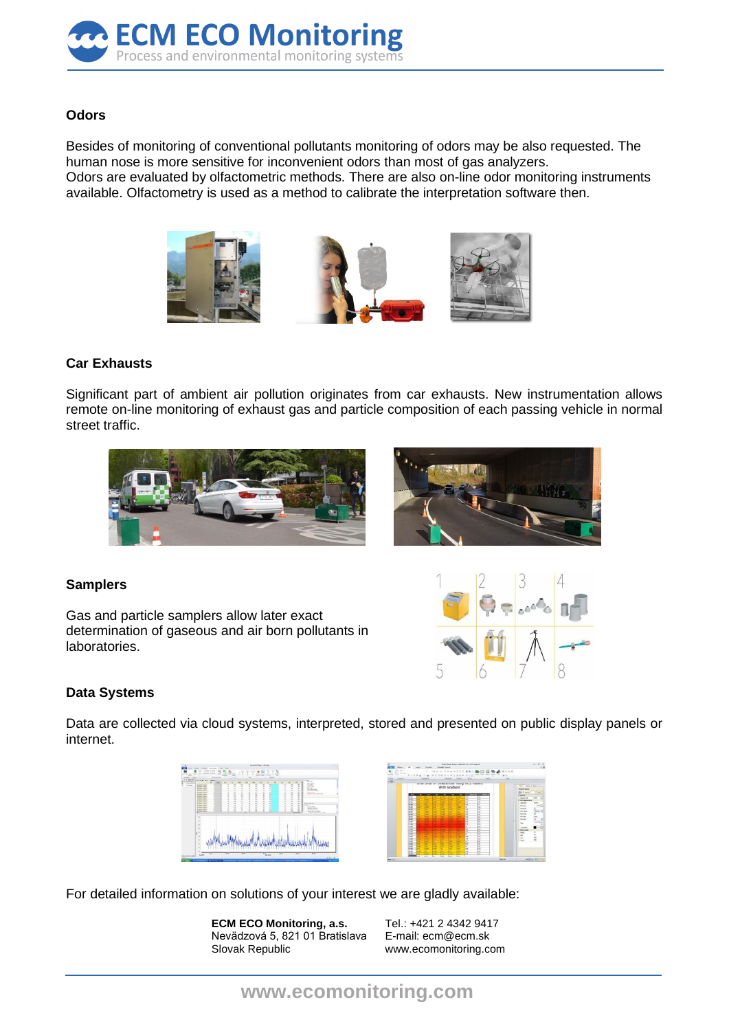## Odors

Besides of monitoring of conventional pollutants monitoring of odors may be also requested. The human nose is more sensitive for inconvenient odors than most of gas analyzers.
Odors are evaluated by olfactometric methods. There are also on-line odor monitoring instruments available. Olfactometry is used as a method to calibrate the interpretation software then.

## Car Exhausts

Significant part of ambient air pollution originates from car exhausts. New instrumentation allows remote on-line monitoring of exhaust gas and particle composition of each passing vehicle in normal street traffic.

## Samplers

Gas and particle samplers allow later exact determination of gaseous and air born pollutants in laboratories.

## Data Systems

Data are collected via cloud systems, interpreted, stored and presented on public display panels or internet.

For detailed information on solutions of your interest we are gladly available:

**ECM ECO Monitoring, a.s.**
Nevädzová 5, 821 01 Bratislava
Slovak Republic

Tel.: +421 2 4342 9417
E-mail: ecm@ecm.sk
www.ecomonitoring.com